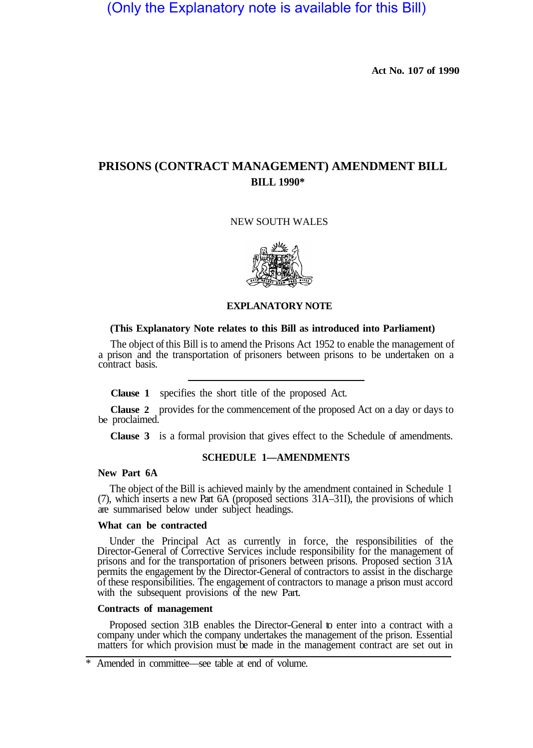(Only the Explanatory note is available for this Bill)

**Act No. 107 of 1990**

# PRISONS (CONTRACT MANAGEMENT) AMENDMENT BILL

## BILL 1990*

NEW SOUTH WALES

**EXPLANATORY NOTE**

**(This Explanatory Note relates to this Bill as introduced into Parliament)**

The object of this Bill is to amend the Prisons Act 1952 to enable the management of a prison and the transportation of prisoners between prisons to be undertaken on a contract basis.

**Clause 1** specifies the short title of the proposed Act.

**Clause 2** provides for the commencement of the proposed Act on a day or days to be proclaimed.

**Clause 3** is a formal provision that gives effect to the Schedule of amendments.

### SCHEDULE 1—AMENDMENTS

**New Part 6A**

The object of the Bill is achieved mainly by the amendment contained in Schedule 1 (7), which inserts a new Part 6A (proposed sections 31A–31I), the provisions of which are summarised below under subject headings.

**What can be contracted**

Under the Principal Act as currently in force, the responsibilities of the Director-General of Corrective Services include responsibility for the management of prisons and for the transportation of prisoners between prisons. Proposed section 31A permits the engagement by the Director-General of contractors to assist in the discharge of these responsibilities. The engagement of contractors to manage a prison must accord with the subsequent provisions of the new Part.

**Contracts of management**

Proposed section 31B enables the Director-General to enter into a contract with a company under which the company undertakes the management of the prison. Essential matters for which provision must be made in the management contract are set out in

\* Amended in committee—see table at end of volume.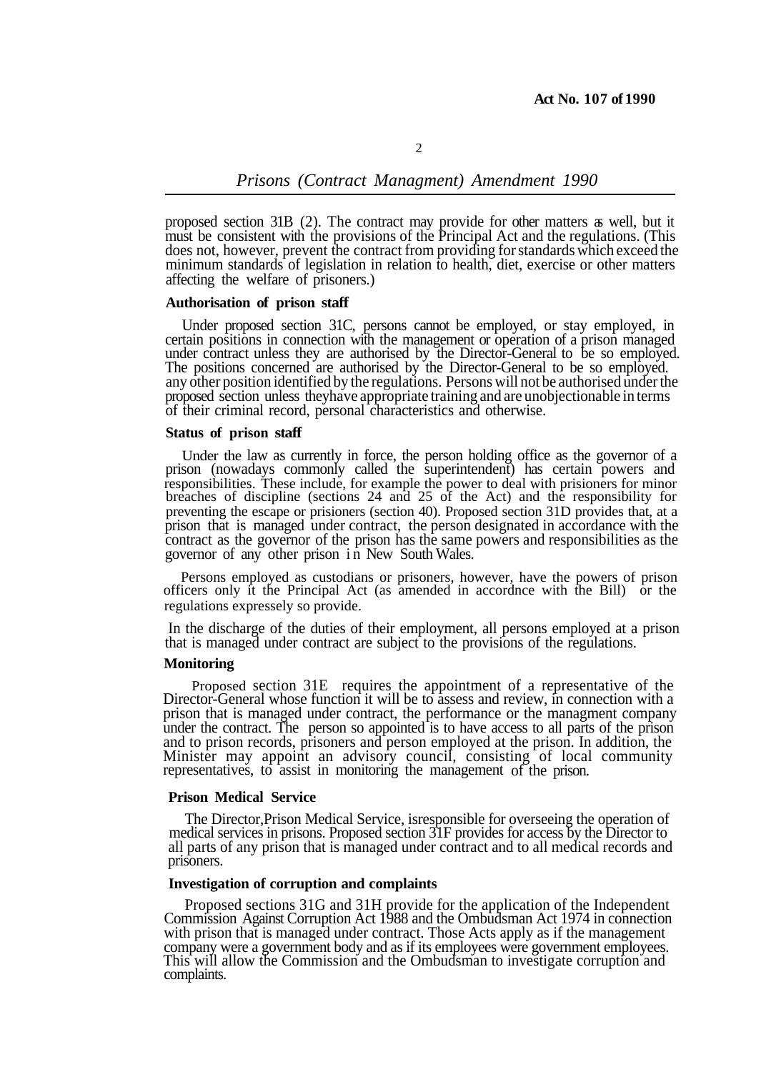proposed section 31B (2). The contract may provide for other matters as well, but it must be consistent with the provisions of the Principal Act and the regulations. (This does not, however, prevent the contract from providing for standards which exceed the minimum standards of legislation in relation to health, diet, exercise or other matters affecting the welfare of prisoners.)

**Authorisation of prison staff**

Under proposed section 31C, persons cannot be employed, or stay employed, in certain positions in connection with the management or operation of a prison managed under contract unless they are authorised by the Director-General to be so employed. The positions concerned are authorised by the Director-General to be so employed. any other position identified by the regulations. Persons will not be authorised under the proposed section unless theyhave appropriate training and are unobjectionable in terms of their criminal record, personal characteristics and otherwise.

**Status of prison staff**

Under the law as currently in force, the person holding office as the governor of a prison (nowadays commonly called the superintendent) has certain powers and responsibilities. These include, for example the power to deal with prisioners for minor breaches of discipline (sections 24 and 25 of the Act) and the responsibility for preventing the escape or prisioners (section 40). Proposed section 31D provides that, at a prison that is managed under contract, the person designated in accordance with the contract as the governor of the prison has the same powers and responsibilities as the governor of any other prison in New South Wales.

Persons employed as custodians or prisoners, however, have the powers of prison officers only it the Principal Act (as amended in accordnce with the Bill) or the regulations expressely so provide.

In the discharge of the duties of their employment, all persons employed at a prison that is managed under contract are subject to the provisions of the regulations.

**Monitoring**

Proposed section 31E requires the appointment of a representative of the Director-General whose function it will be to assess and review, in connection with a prison that is managed under contract, the performance or the managment company under the contract. The person so appointed is to have access to all parts of the prison and to prison records, prisoners and person employed at the prison. In addition, the Minister may appoint an advisory council, consisting of local community representatives, to assist in monitoring the management of the prison.

**Prison Medical Service**

The Director,Prison Medical Service, isresponsible for overseeing the operation of medical services in prisons. Proposed section 31F provides for access by the Director to all parts of any prison that is managed under contract and to all medical records and prisoners.

**Investigation of corruption and complaints**

Proposed sections 31G and 31H provide for the application of the Independent Commission Against Corruption Act 1988 and the Ombudsman Act 1974 in connection with prison that is managed under contract. Those Acts apply as if the management company were a government body and as if its employees were government employees. This will allow the Commission and the Ombudsman to investigate corruption and complaints.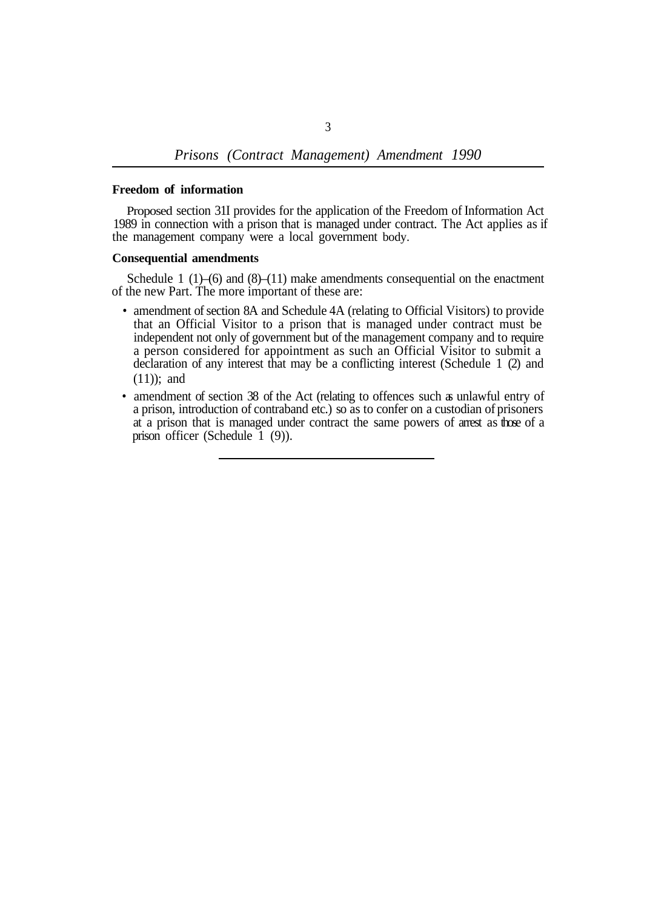**Freedom of information**

Proposed section 31I provides for the application of the Freedom of Information Act 1989 in connection with a prison that is managed under contract. The Act applies as if the management company were a local government body.

**Consequential amendments**

Schedule 1 (1)–(6) and (8)–(11) make amendments consequential on the enactment of the new Part. The more important of these are:

- amendment of section 8A and Schedule 4A (relating to Official Visitors) to provide that an Official Visitor to a prison that is managed under contract must be independent not only of government but of the management company and to require a person considered for appointment as such an Official Visitor to submit a declaration of any interest that may be a conflicting interest (Schedule 1 (2) and (11)); and
- amendment of section 38 of the Act (relating to offences such as unlawful entry of a prison, introduction of contraband etc.) so as to confer on a custodian of prisoners at a prison that is managed under contract the same powers of arrest as those of a prison officer (Schedule 1 (9)).